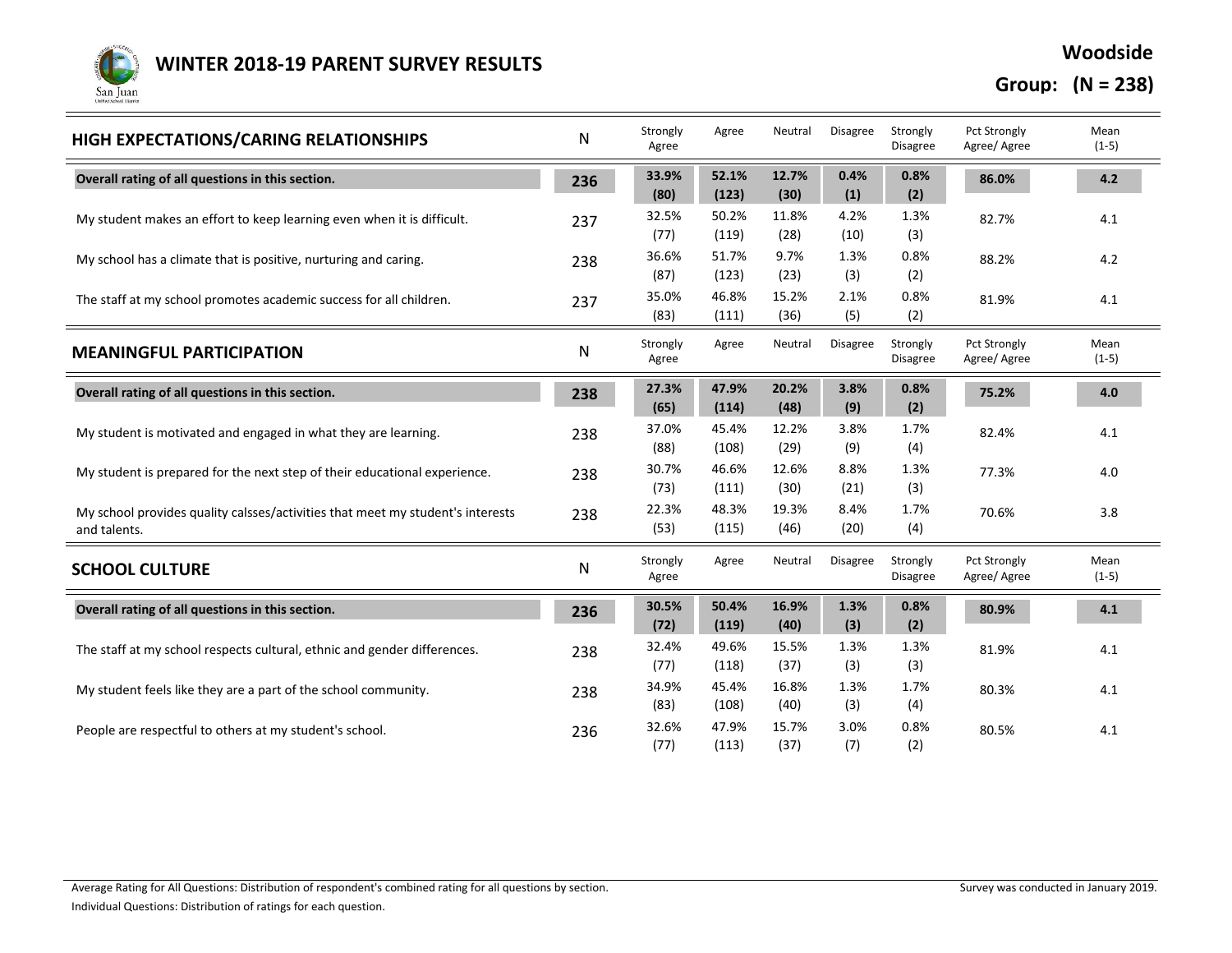# WINTER 2018-19 PARENT SURVEY RESULTS

**Woodside**

**Group: (N = 238)**

| HIGH EXPECTATIONS/CARING RELATIONSHIPS | N | Strongly Agree | Agree | Neutral | Disagree | Strongly Disagree | Pct Strongly Agree/ Agree | Mean (1-5) |
|---|---|---|---|---|---|---|---|---|
| **Overall rating of all questions in this section.** | **236** | **33.9% (80)** | **52.1% (123)** | **12.7% (30)** | **0.4% (1)** | **0.8% (2)** | **86.0%** | **4.2** |
| My student makes an effort to keep learning even when it is difficult. | 237 | 32.5% (77) | 50.2% (119) | 11.8% (28) | 4.2% (10) | 1.3% (3) | 82.7% | 4.1 |
| My school has a climate that is positive, nurturing and caring. | 238 | 36.6% (87) | 51.7% (123) | 9.7% (23) | 1.3% (3) | 0.8% (2) | 88.2% | 4.2 |
| The staff at my school promotes academic success for all children. | 237 | 35.0% (83) | 46.8% (111) | 15.2% (36) | 2.1% (5) | 0.8% (2) | 81.9% | 4.1 |

| MEANINGFUL PARTICIPATION | N | Strongly Agree | Agree | Neutral | Disagree | Strongly Disagree | Pct Strongly Agree/ Agree | Mean (1-5) |
|---|---|---|---|---|---|---|---|---|
| **Overall rating of all questions in this section.** | **238** | **27.3% (65)** | **47.9% (114)** | **20.2% (48)** | **3.8% (9)** | **0.8% (2)** | **75.2%** | **4.0** |
| My student is motivated and engaged in what they are learning. | 238 | 37.0% (88) | 45.4% (108) | 12.2% (29) | 3.8% (9) | 1.7% (4) | 82.4% | 4.1 |
| My student is prepared for the next step of their educational experience. | 238 | 30.7% (73) | 46.6% (111) | 12.6% (30) | 8.8% (21) | 1.3% (3) | 77.3% | 4.0 |
| My school provides quality calsses/activities that meet my student's interests and talents. | 238 | 22.3% (53) | 48.3% (115) | 19.3% (46) | 8.4% (20) | 1.7% (4) | 70.6% | 3.8 |

| SCHOOL CULTURE | N | Strongly Agree | Agree | Neutral | Disagree | Strongly Disagree | Pct Strongly Agree/ Agree | Mean (1-5) |
|---|---|---|---|---|---|---|---|---|
| **Overall rating of all questions in this section.** | **236** | **30.5% (72)** | **50.4% (119)** | **16.9% (40)** | **1.3% (3)** | **0.8% (2)** | **80.9%** | **4.1** |
| The staff at my school respects cultural, ethnic and gender differences. | 238 | 32.4% (77) | 49.6% (118) | 15.5% (37) | 1.3% (3) | 1.3% (3) | 81.9% | 4.1 |
| My student feels like they are a part of the school community. | 238 | 34.9% (83) | 45.4% (108) | 16.8% (40) | 1.3% (3) | 1.7% (4) | 80.3% | 4.1 |
| People are respectful to others at my student's school. | 236 | 32.6% (77) | 47.9% (113) | 15.7% (37) | 3.0% (7) | 0.8% (2) | 80.5% | 4.1 |

Average Rating for All Questions: Distribution of respondent's combined rating for all questions by section.

Individual Questions: Distribution of ratings for each question.

Survey was conducted in January 2019.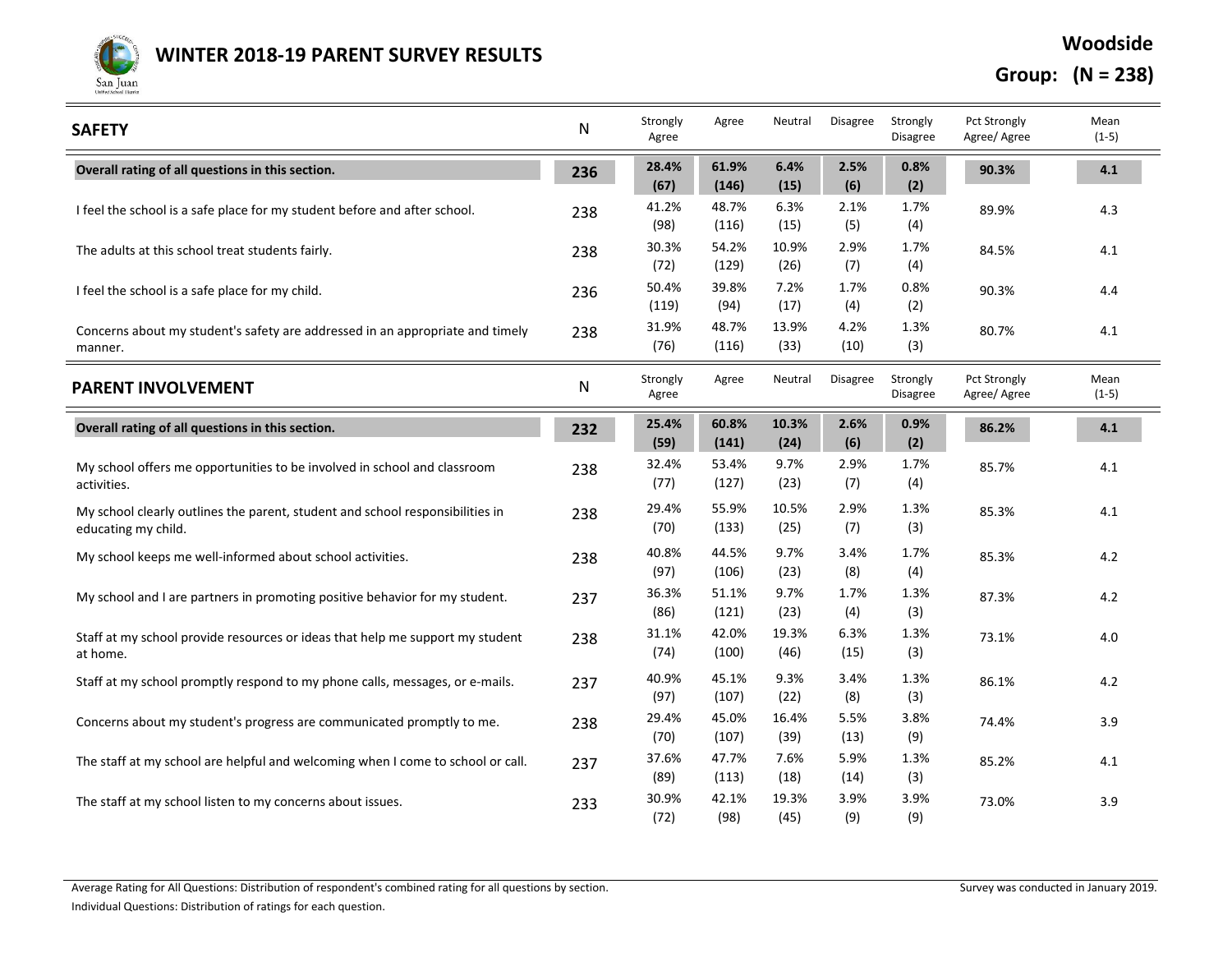# WINTER 2018-19 PARENT SURVEY RESULTS

**Woodside**

**Group: (N = 238)**

| SAFETY | N | Strongly Agree | Agree | Neutral | Disagree | Strongly Disagree | Pct Strongly Agree/ Agree | Mean (1-5) |
|---|---|---|---|---|---|---|---|---|
| **Overall rating of all questions in this section.** | **236** | **28.4% (67)** | **61.9% (146)** | **6.4% (15)** | **2.5% (6)** | **0.8% (2)** | **90.3%** | **4.1** |
| I feel the school is a safe place for my student before and after school. | 238 | 41.2% (98) | 48.7% (116) | 6.3% (15) | 2.1% (5) | 1.7% (4) | 89.9% | 4.3 |
| The adults at this school treat students fairly. | 238 | 30.3% (72) | 54.2% (129) | 10.9% (26) | 2.9% (7) | 1.7% (4) | 84.5% | 4.1 |
| I feel the school is a safe place for my child. | 236 | 50.4% (119) | 39.8% (94) | 7.2% (17) | 1.7% (4) | 0.8% (2) | 90.3% | 4.4 |
| Concerns about my student's safety are addressed in an appropriate and timely manner. | 238 | 31.9% (76) | 48.7% (116) | 13.9% (33) | 4.2% (10) | 1.3% (3) | 80.7% | 4.1 |

| PARENT INVOLVEMENT | N | Strongly Agree | Agree | Neutral | Disagree | Strongly Disagree | Pct Strongly Agree/ Agree | Mean (1-5) |
|---|---|---|---|---|---|---|---|---|
| **Overall rating of all questions in this section.** | **232** | **25.4% (59)** | **60.8% (141)** | **10.3% (24)** | **2.6% (6)** | **0.9% (2)** | **86.2%** | **4.1** |
| My school offers me opportunities to be involved in school and classroom activities. | 238 | 32.4% (77) | 53.4% (127) | 9.7% (23) | 2.9% (7) | 1.7% (4) | 85.7% | 4.1 |
| My school clearly outlines the parent, student and school responsibilities in educating my child. | 238 | 29.4% (70) | 55.9% (133) | 10.5% (25) | 2.9% (7) | 1.3% (3) | 85.3% | 4.1 |
| My school keeps me well-informed about school activities. | 238 | 40.8% (97) | 44.5% (106) | 9.7% (23) | 3.4% (8) | 1.7% (4) | 85.3% | 4.2 |
| My school and I are partners in promoting positive behavior for my student. | 237 | 36.3% (86) | 51.1% (121) | 9.7% (23) | 1.7% (4) | 1.3% (3) | 87.3% | 4.2 |
| Staff at my school provide resources or ideas that help me support my student at home. | 238 | 31.1% (74) | 42.0% (100) | 19.3% (46) | 6.3% (15) | 1.3% (3) | 73.1% | 4.0 |
| Staff at my school promptly respond to my phone calls, messages, or e-mails. | 237 | 40.9% (97) | 45.1% (107) | 9.3% (22) | 3.4% (8) | 1.3% (3) | 86.1% | 4.2 |
| Concerns about my student's progress are communicated promptly to me. | 238 | 29.4% (70) | 45.0% (107) | 16.4% (39) | 5.5% (13) | 3.8% (9) | 74.4% | 3.9 |
| The staff at my school are helpful and welcoming when I come to school or call. | 237 | 37.6% (89) | 47.7% (113) | 7.6% (18) | 5.9% (14) | 1.3% (3) | 85.2% | 4.1 |
| The staff at my school listen to my concerns about issues. | 233 | 30.9% (72) | 42.1% (98) | 19.3% (45) | 3.9% (9) | 3.9% (9) | 73.0% | 3.9 |

Average Rating for All Questions: Distribution of respondent's combined rating for all questions by section.

Individual Questions: Distribution of ratings for each question.

Survey was conducted in January 2019.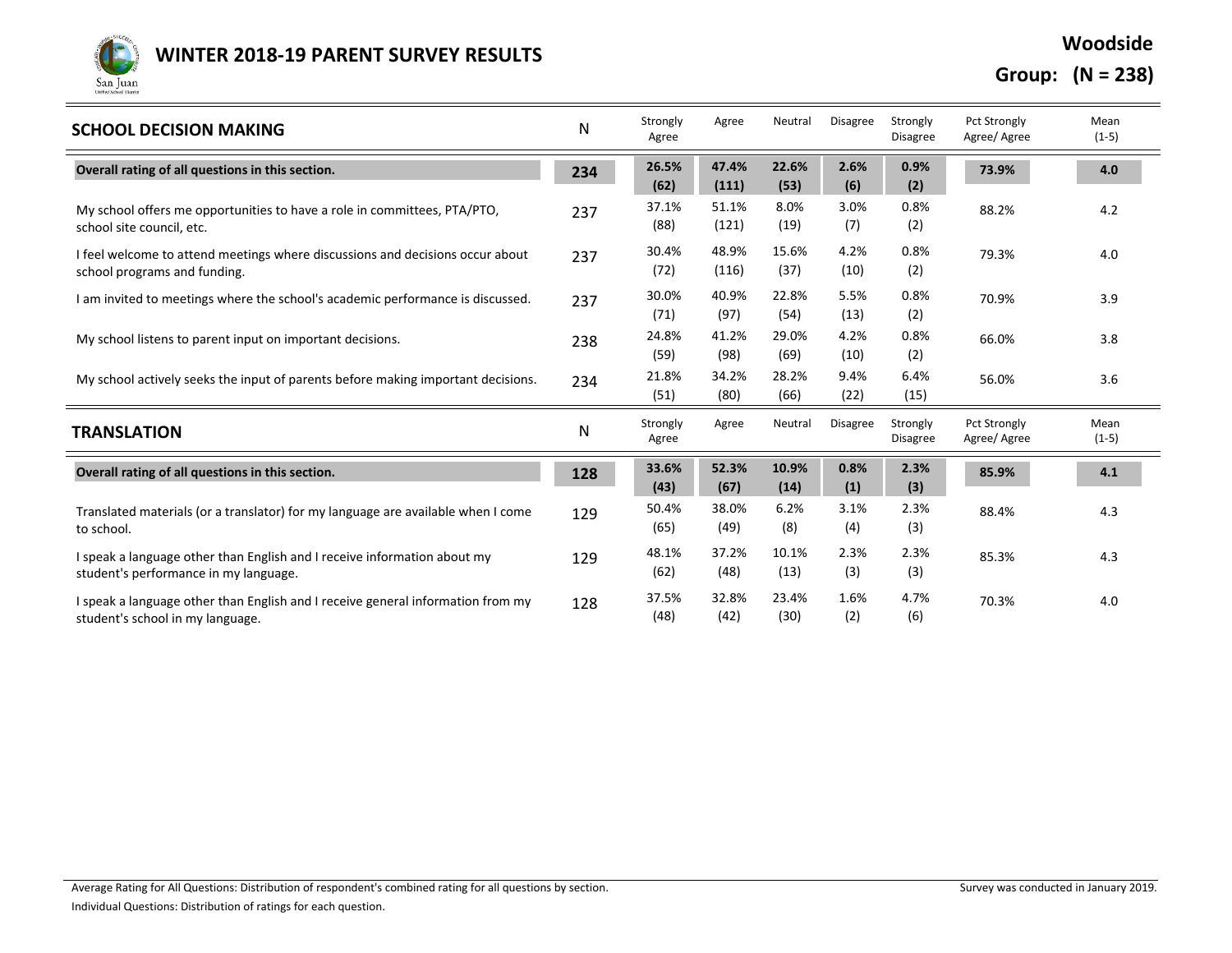# WINTER 2018-19 PARENT SURVEY RESULTS

**Woodside**

**Group: (N = 238)**

| SCHOOL DECISION MAKING | N | Strongly Agree | Agree | Neutral | Disagree | Strongly Disagree | Pct Strongly Agree/ Agree | Mean (1-5) |
|---|---|---|---|---|---|---|---|---|
| **Overall rating of all questions in this section.** | **234** | **26.5% (62)** | **47.4% (111)** | **22.6% (53)** | **2.6% (6)** | **0.9% (2)** | **73.9%** | **4.0** |
| My school offers me opportunities to have a role in committees, PTA/PTO, school site council, etc. | 237 | 37.1% (88) | 51.1% (121) | 8.0% (19) | 3.0% (7) | 0.8% (2) | 88.2% | 4.2 |
| I feel welcome to attend meetings where discussions and decisions occur about school programs and funding. | 237 | 30.4% (72) | 48.9% (116) | 15.6% (37) | 4.2% (10) | 0.8% (2) | 79.3% | 4.0 |
| I am invited to meetings where the school's academic performance is discussed. | 237 | 30.0% (71) | 40.9% (97) | 22.8% (54) | 5.5% (13) | 0.8% (2) | 70.9% | 3.9 |
| My school listens to parent input on important decisions. | 238 | 24.8% (59) | 41.2% (98) | 29.0% (69) | 4.2% (10) | 0.8% (2) | 66.0% | 3.8 |
| My school actively seeks the input of parents before making important decisions. | 234 | 21.8% (51) | 34.2% (80) | 28.2% (66) | 9.4% (22) | 6.4% (15) | 56.0% | 3.6 |

| TRANSLATION | N | Strongly Agree | Agree | Neutral | Disagree | Strongly Disagree | Pct Strongly Agree/ Agree | Mean (1-5) |
|---|---|---|---|---|---|---|---|---|
| **Overall rating of all questions in this section.** | **128** | **33.6% (43)** | **52.3% (67)** | **10.9% (14)** | **0.8% (1)** | **2.3% (3)** | **85.9%** | **4.1** |
| Translated materials (or a translator) for my language are available when I come to school. | 129 | 50.4% (65) | 38.0% (49) | 6.2% (8) | 3.1% (4) | 2.3% (3) | 88.4% | 4.3 |
| I speak a language other than English and I receive information about my student's performance in my language. | 129 | 48.1% (62) | 37.2% (48) | 10.1% (13) | 2.3% (3) | 2.3% (3) | 85.3% | 4.3 |
| I speak a language other than English and I receive general information from my student's school in my language. | 128 | 37.5% (48) | 32.8% (42) | 23.4% (30) | 1.6% (2) | 4.7% (6) | 70.3% | 4.0 |

Average Rating for All Questions: Distribution of respondent's combined rating for all questions by section.

Individual Questions: Distribution of ratings for each question.

Survey was conducted in January 2019.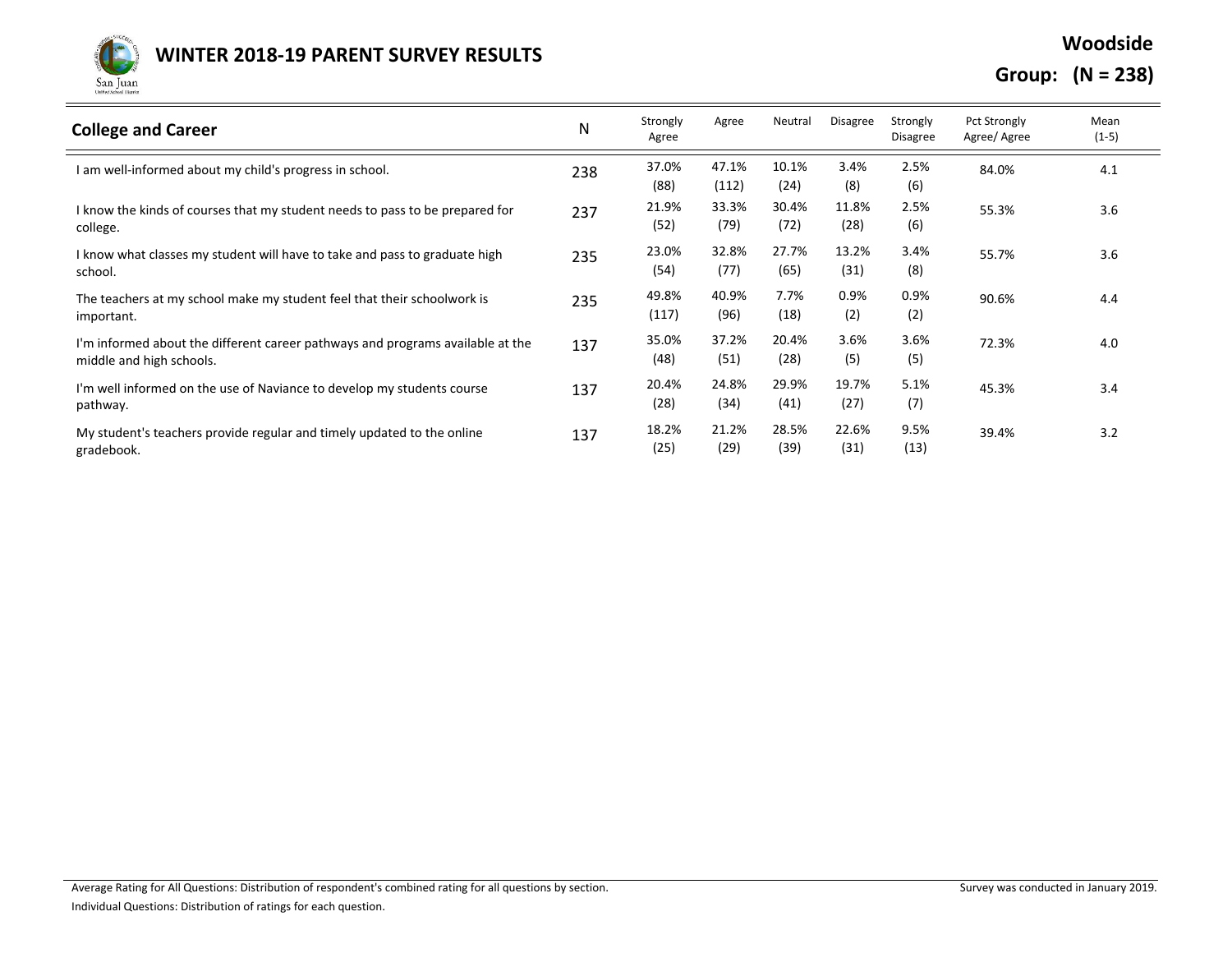# WINTER 2018-19 PARENT SURVEY RESULTS

**Woodside**

**Group: (N = 238)**

| College and Career | N | Strongly Agree | Agree | Neutral | Disagree | Strongly Disagree | Pct Strongly Agree/ Agree | Mean (1-5) |
|---|---|---|---|---|---|---|---|---|
| I am well-informed about my child's progress in school. | 238 | 37.0% (88) | 47.1% (112) | 10.1% (24) | 3.4% (8) | 2.5% (6) | 84.0% | 4.1 |
| I know the kinds of courses that my student needs to pass to be prepared for college. | 237 | 21.9% (52) | 33.3% (79) | 30.4% (72) | 11.8% (28) | 2.5% (6) | 55.3% | 3.6 |
| I know what classes my student will have to take and pass to graduate high school. | 235 | 23.0% (54) | 32.8% (77) | 27.7% (65) | 13.2% (31) | 3.4% (8) | 55.7% | 3.6 |
| The teachers at my school make my student feel that their schoolwork is important. | 235 | 49.8% (117) | 40.9% (96) | 7.7% (18) | 0.9% (2) | 0.9% (2) | 90.6% | 4.4 |
| I'm informed about the different career pathways and programs available at the middle and high schools. | 137 | 35.0% (48) | 37.2% (51) | 20.4% (28) | 3.6% (5) | 3.6% (5) | 72.3% | 4.0 |
| I'm well informed on the use of Naviance to develop my students course pathway. | 137 | 20.4% (28) | 24.8% (34) | 29.9% (41) | 19.7% (27) | 5.1% (7) | 45.3% | 3.4 |
| My student's teachers provide regular and timely updated to the online gradebook. | 137 | 18.2% (25) | 21.2% (29) | 28.5% (39) | 22.6% (31) | 9.5% (13) | 39.4% | 3.2 |

Average Rating for All Questions: Distribution of respondent's combined rating for all questions by section.

Individual Questions: Distribution of ratings for each question.

Survey was conducted in January 2019.